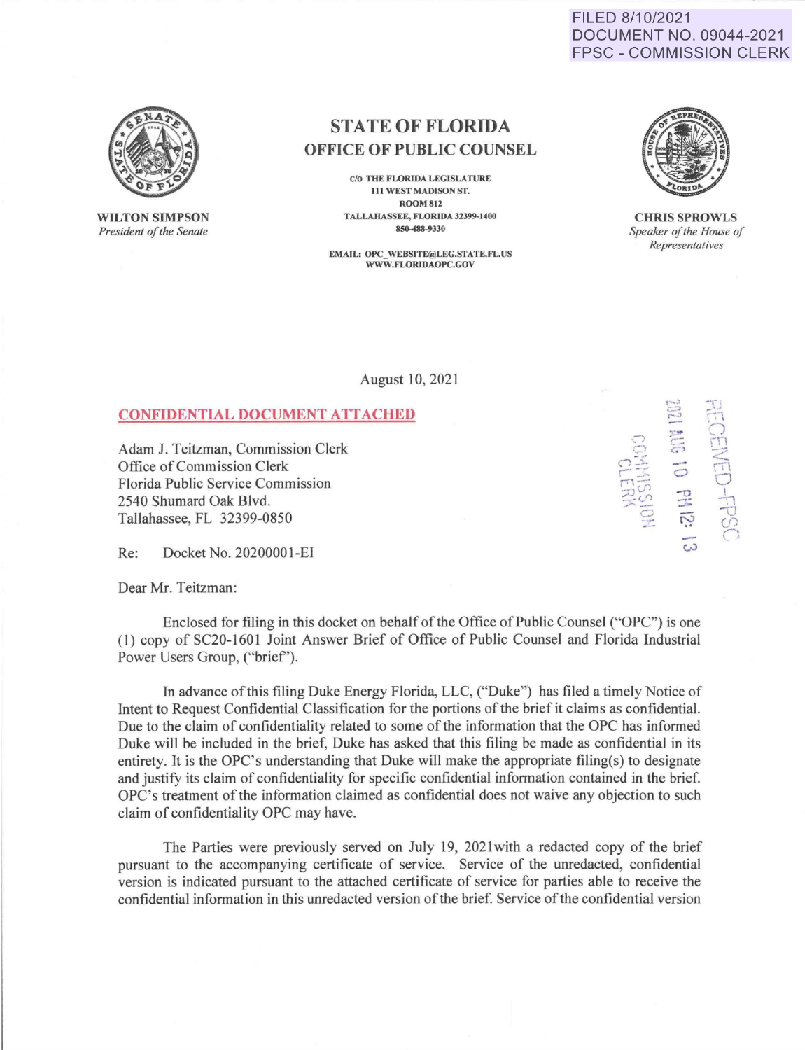FILED 8/10/2021
DOCUMENT NO. 09044-2021
FPSC - COMMISSION CLERK

**WILTON SIMPSON**
*President of the Senate*

# STATE OF FLORIDA
## OFFICE OF PUBLIC COUNSEL

C/O THE FLORIDA LEGISLATURE
111 WEST MADISON ST.
ROOM 812
TALLAHASSEE, FLORIDA 32399-1400
850-488-9330

EMAIL: OPC_WEBSITE@LEG.STATE.FL.US
WWW.FLORIDAOPC.GOV

**CHRIS SPROWLS**
*Speaker of the House of Representatives*

August 10, 2021

RECEIVED-FPSC
2021 AUG 10 PM 12:13
COMMISSION CLERK

**CONFIDENTIAL DOCUMENT ATTACHED**

Adam J. Teitzman, Commission Clerk
Office of Commission Clerk
Florida Public Service Commission
2540 Shumard Oak Blvd.
Tallahassee, FL 32399-0850

Re: Docket No. 20200001-EI

Dear Mr. Teitzman:

Enclosed for filing in this docket on behalf of the Office of Public Counsel ("OPC") is one (1) copy of SC20-1601 Joint Answer Brief of Office of Public Counsel and Florida Industrial Power Users Group, ("brief").

In advance of this filing Duke Energy Florida, LLC, ("Duke") has filed a timely Notice of Intent to Request Confidential Classification for the portions of the brief it claims as confidential. Due to the claim of confidentiality related to some of the information that the OPC has informed Duke will be included in the brief, Duke has asked that this filing be made as confidential in its entirety. It is the OPC's understanding that Duke will make the appropriate filing(s) to designate and justify its claim of confidentiality for specific confidential information contained in the brief. OPC's treatment of the information claimed as confidential does not waive any objection to such claim of confidentiality OPC may have.

The Parties were previously served on July 19, 2021with a redacted copy of the brief pursuant to the accompanying certificate of service. Service of the unredacted, confidential version is indicated pursuant to the attached certificate of service for parties able to receive the confidential information in this unredacted version of the brief. Service of the confidential version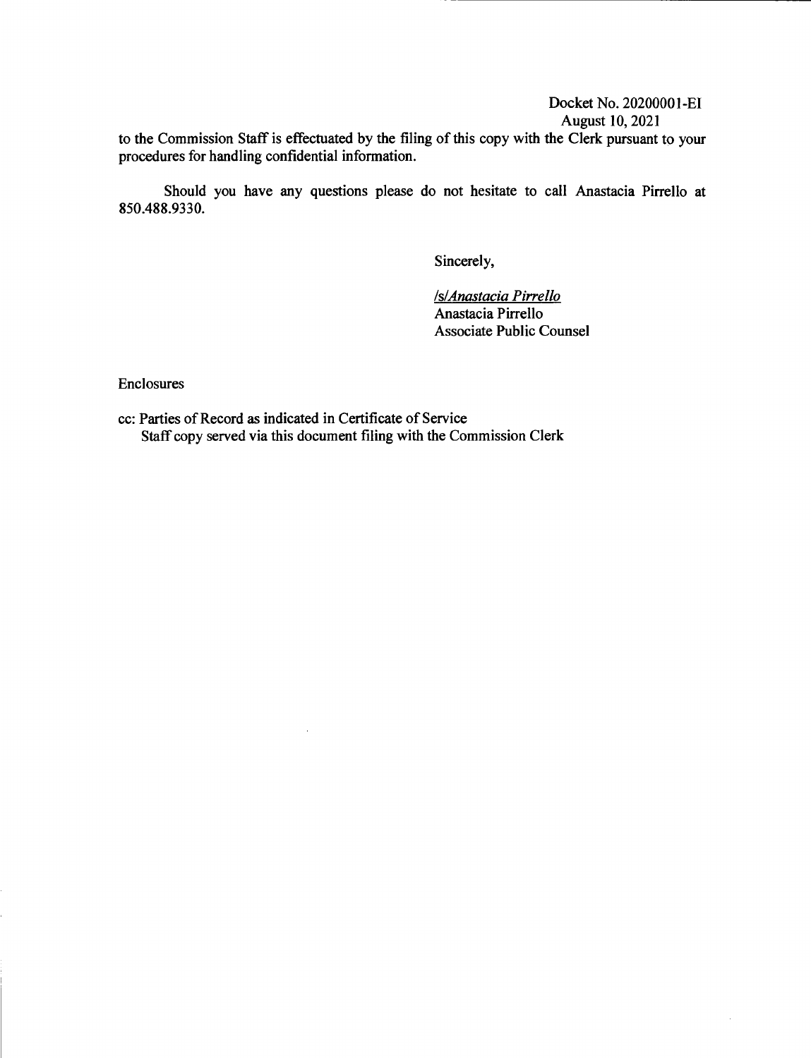Docket No. 20200001-EI
August 10, 2021

to the Commission Staff is effectuated by the filing of this copy with the Clerk pursuant to your procedures for handling confidential information.

Should you have any questions please do not hesitate to call Anastacia Pirrello at 850.488.9330.

Sincerely,

*/s/Anastacia Pirrello*
Anastacia Pirrello
Associate Public Counsel

Enclosures

cc: Parties of Record as indicated in Certificate of Service
Staff copy served via this document filing with the Commission Clerk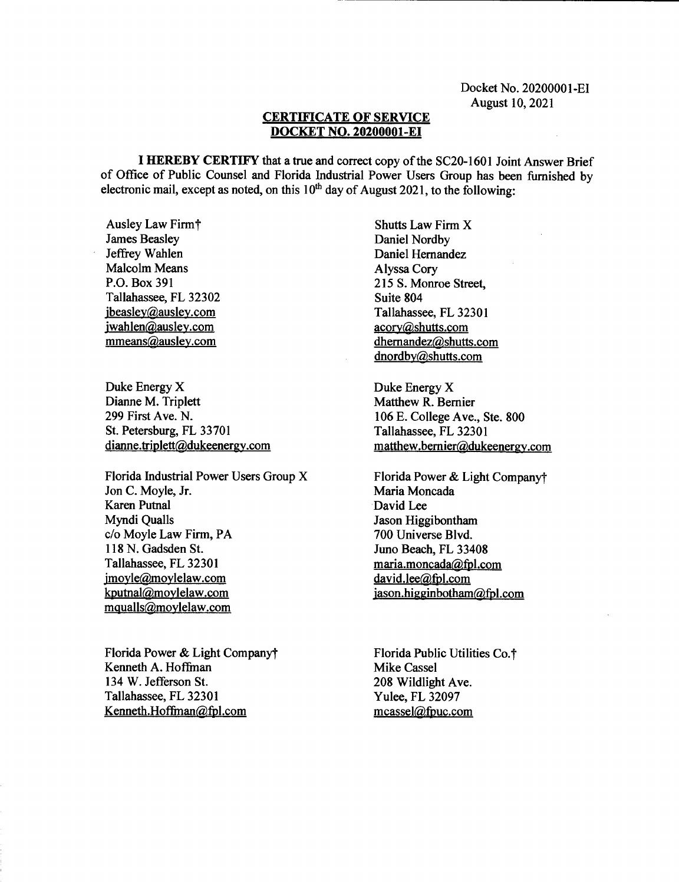Docket No. 20200001-EI
August 10, 2021

**CERTIFICATE OF SERVICE**
**DOCKET NO. 20200001-EI**

**I HEREBY CERTIFY** that a true and correct copy of the SC20-1601 Joint Answer Brief of Office of Public Counsel and Florida Industrial Power Users Group has been furnished by electronic mail, except as noted, on this 10th day of August 2021, to the following:

Ausley Law Firm†
James Beasley
Jeffrey Wahlen
Malcolm Means
P.O. Box 391
Tallahassee, FL 32302
jbeasley@ausley.com
jwahlen@ausley.com
mmeans@ausley.com

Shutts Law Firm X
Daniel Nordby
Daniel Hernandez
Alyssa Cory
215 S. Monroe Street,
Suite 804
Tallahassee, FL 32301
acory@shutts.com
dhernandez@shutts.com
dnordby@shutts.com

Duke Energy X
Dianne M. Triplett
299 First Ave. N.
St. Petersburg, FL 33701
dianne.triplett@dukeenergy.com

Duke Energy X
Matthew R. Bernier
106 E. College Ave., Ste. 800
Tallahassee, FL 32301
matthew.bernier@dukeenergy.com

Florida Industrial Power Users Group X
Jon C. Moyle, Jr.
Karen Putnal
Myndi Qualls
c/o Moyle Law Firm, PA
118 N. Gadsden St.
Tallahassee, FL 32301
jmoyle@moylelaw.com
kputnal@moylelaw.com
mqualls@moylelaw.com

Florida Power & Light Company†
Maria Moncada
David Lee
Jason Higgibontham
700 Universe Blvd.
Juno Beach, FL 33408
maria.moncada@fpl.com
david.lee@fpl.com
jason.higginbotham@fpl.com

Florida Power & Light Company†
Kenneth A. Hoffman
134 W. Jefferson St.
Tallahassee, FL 32301
Kenneth.Hoffman@fpl.com

Florida Public Utilities Co.†
Mike Cassel
208 Wildlight Ave.
Yulee, FL 32097
mcassel@fpuc.com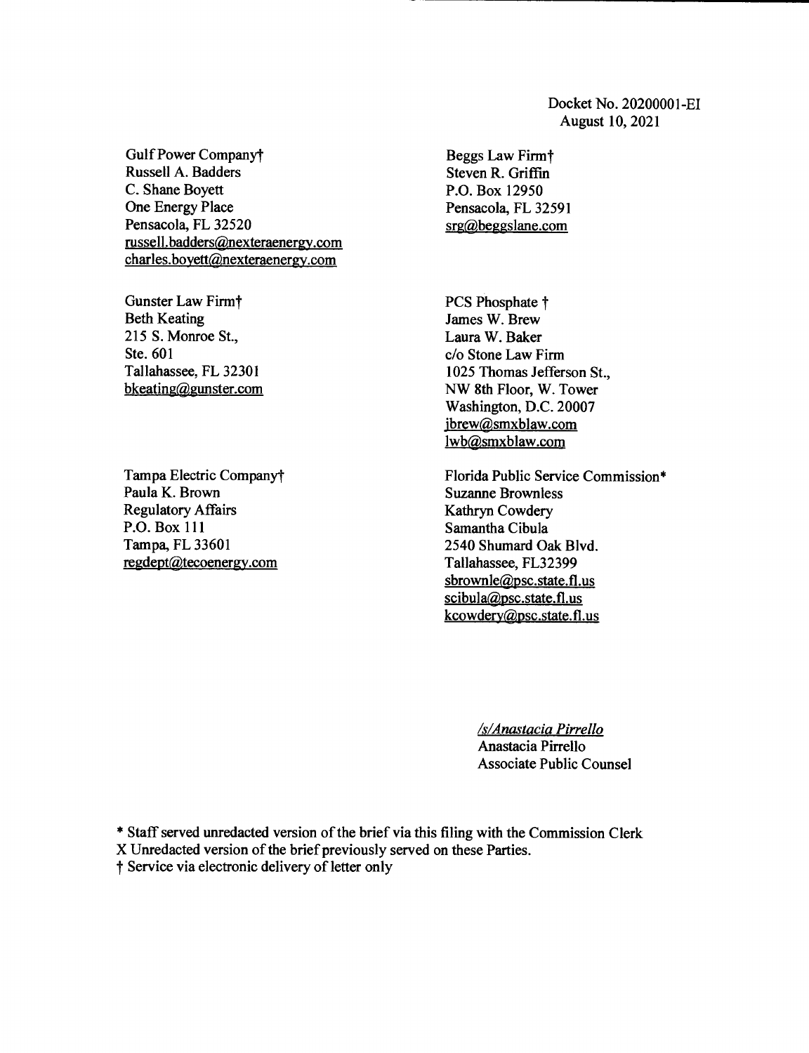Docket No. 20200001-EI
August 10, 2021

Gulf Power Company†
Russell A. Badders
C. Shane Boyett
One Energy Place
Pensacola, FL 32520
russell.badders@nexteraenergy.com
charles.boyett@nexteraenergy.com

Beggs Law Firm†
Steven R. Griffin
P.O. Box 12950
Pensacola, FL 32591
srg@beggslane.com

Gunster Law Firm†
Beth Keating
215 S. Monroe St.,
Ste. 601
Tallahassee, FL 32301
bkeating@gunster.com

PCS Phosphate †
James W. Brew
Laura W. Baker
c/o Stone Law Firm
1025 Thomas Jefferson St.,
NW 8th Floor, W. Tower
Washington, D.C. 20007
jbrew@smxblaw.com
lwb@smxblaw.com

Tampa Electric Company†
Paula K. Brown
Regulatory Affairs
P.O. Box 111
Tampa, FL 33601
regdept@tecoenergy.com

Florida Public Service Commission*
Suzanne Brownless
Kathryn Cowdery
Samantha Cibula
2540 Shumard Oak Blvd.
Tallahassee, FL32399
sbrownle@psc.state.fl.us
scibula@psc.state.fl.us
kcowdery@psc.state.fl.us

*/s/Anastacia Pirrello*
Anastacia Pirrello
Associate Public Counsel

* Staff served unredacted version of the brief via this filing with the Commission Clerk
X Unredacted version of the brief previously served on these Parties.
† Service via electronic delivery of letter only